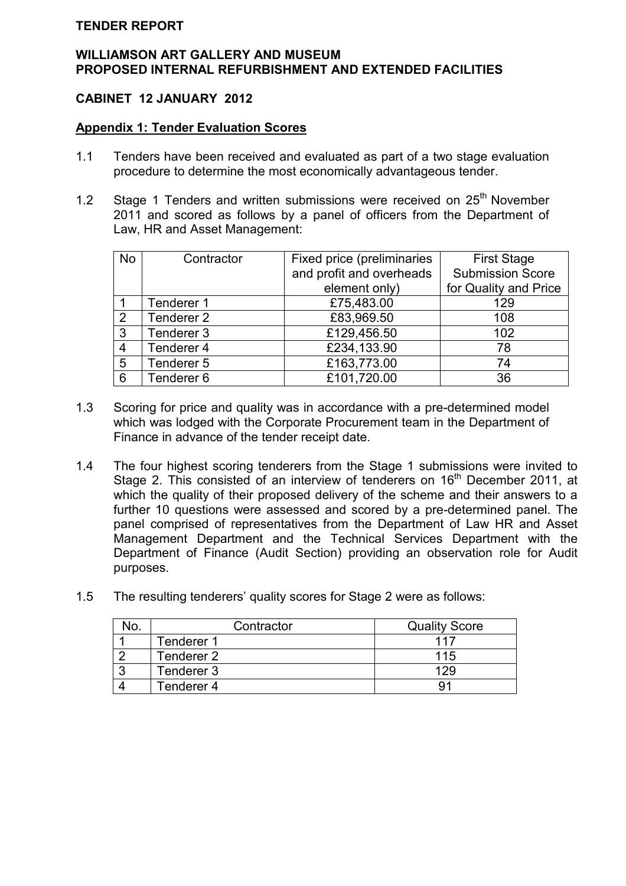**TENDER REPORT**

**WILLIAMSON ART GALLERY AND MUSEUM**
**PROPOSED INTERNAL REFURBISHMENT AND EXTENDED FACILITIES**

**CABINET 12 JANUARY 2012**

**Appendix 1: Tender Evaluation Scores**

1.1 Tenders have been received and evaluated as part of a two stage evaluation procedure to determine the most economically advantageous tender.

1.2 Stage 1 Tenders and written submissions were received on 25th November 2011 and scored as follows by a panel of officers from the Department of Law, HR and Asset Management:

| No | Contractor | Fixed price (preliminaries and profit and overheads element only) | First Stage Submission Score for Quality and Price |
|---|---|---|---|
| 1 | Tenderer 1 | £75,483.00 | 129 |
| 2 | Tenderer 2 | £83,969.50 | 108 |
| 3 | Tenderer 3 | £129,456.50 | 102 |
| 4 | Tenderer 4 | £234,133.90 | 78 |
| 5 | Tenderer 5 | £163,773.00 | 74 |
| 6 | Tenderer 6 | £101,720.00 | 36 |

1.3 Scoring for price and quality was in accordance with a pre-determined model which was lodged with the Corporate Procurement team in the Department of Finance in advance of the tender receipt date.

1.4 The four highest scoring tenderers from the Stage 1 submissions were invited to Stage 2. This consisted of an interview of tenderers on 16th December 2011, at which the quality of their proposed delivery of the scheme and their answers to a further 10 questions were assessed and scored by a pre-determined panel. The panel comprised of representatives from the Department of Law HR and Asset Management Department and the Technical Services Department with the Department of Finance (Audit Section) providing an observation role for Audit purposes.

1.5 The resulting tenderers' quality scores for Stage 2 were as follows:

| No. | Contractor | Quality Score |
|---|---|---|
| 1 | Tenderer 1 | 117 |
| 2 | Tenderer 2 | 115 |
| 3 | Tenderer 3 | 129 |
| 4 | Tenderer 4 | 91 |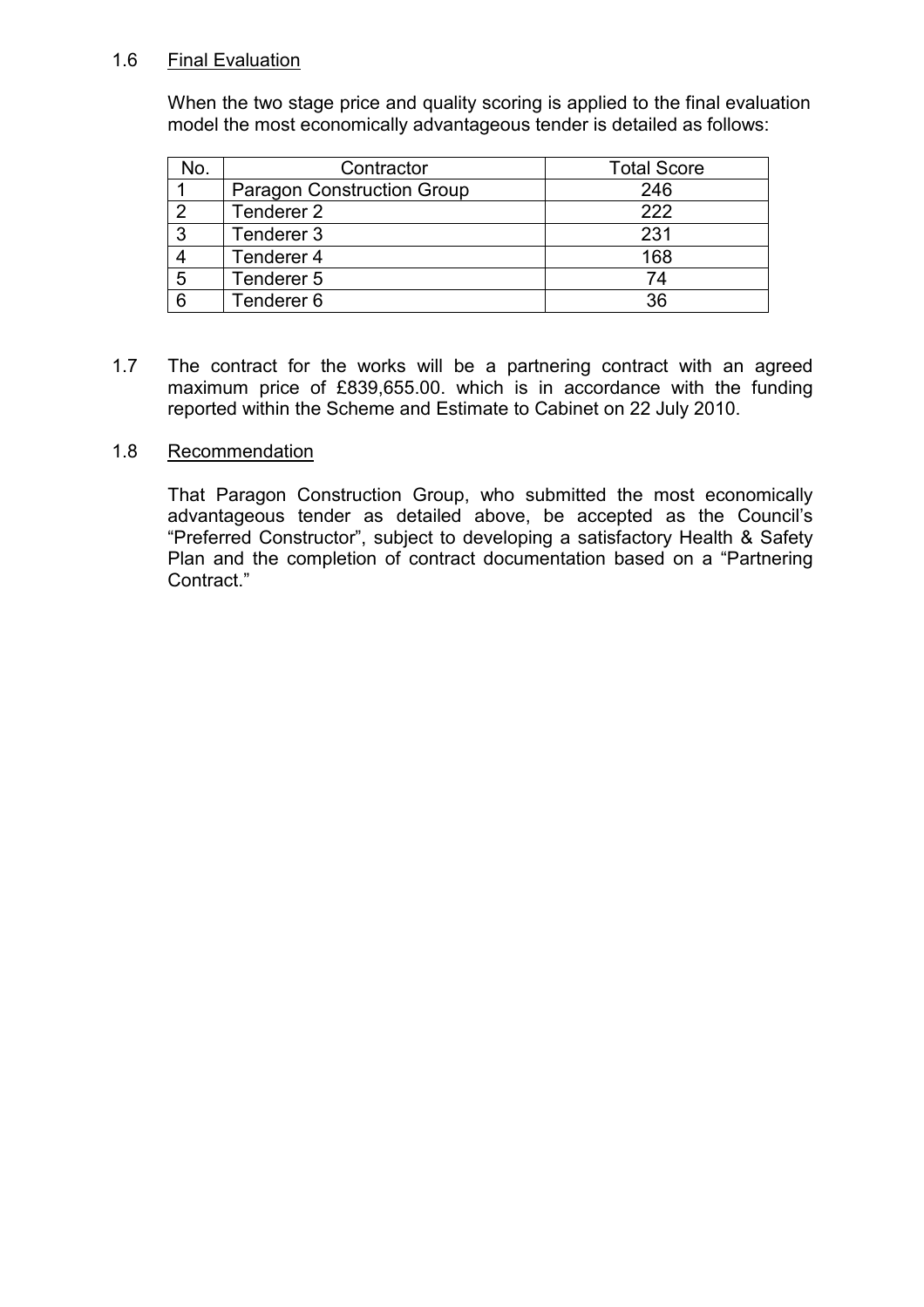1.6 Final Evaluation

When the two stage price and quality scoring is applied to the final evaluation model the most economically advantageous tender is detailed as follows:

| No. | Contractor | Total Score |
|---|---|---|
| 1 | Paragon Construction Group | 246 |
| 2 | Tenderer 2 | 222 |
| 3 | Tenderer 3 | 231 |
| 4 | Tenderer 4 | 168 |
| 5 | Tenderer 5 | 74 |
| 6 | Tenderer 6 | 36 |

1.7 The contract for the works will be a partnering contract with an agreed maximum price of £839,655.00. which is in accordance with the funding reported within the Scheme and Estimate to Cabinet on 22 July 2010.

1.8 Recommendation

That Paragon Construction Group, who submitted the most economically advantageous tender as detailed above, be accepted as the Council's "Preferred Constructor", subject to developing a satisfactory Health & Safety Plan and the completion of contract documentation based on a "Partnering Contract."